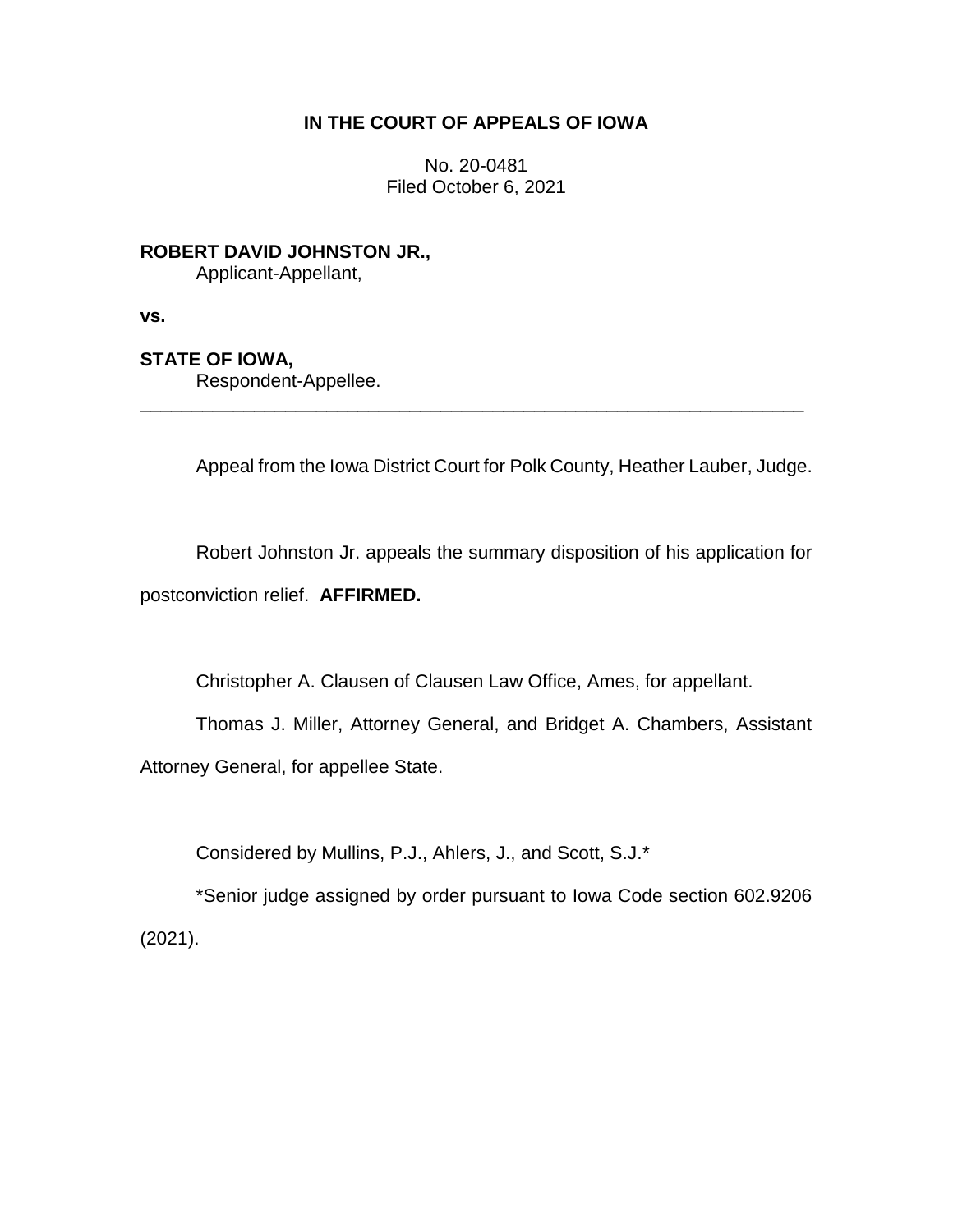# IN THE COURT OF APPEALS OF IOWA

No. 20-0481
Filed October 6, 2021

**ROBERT DAVID JOHNSTON JR.,**
Applicant-Appellant,

**vs.**

**STATE OF IOWA,**
Respondent-Appellee.

---

Appeal from the Iowa District Court for Polk County, Heather Lauber, Judge.

Robert Johnston Jr. appeals the summary disposition of his application for postconviction relief. **AFFIRMED.**

Christopher A. Clausen of Clausen Law Office, Ames, for appellant.

Thomas J. Miller, Attorney General, and Bridget A. Chambers, Assistant Attorney General, for appellee State.

Considered by Mullins, P.J., Ahlers, J., and Scott, S.J.*

*Senior judge assigned by order pursuant to Iowa Code section 602.9206 (2021).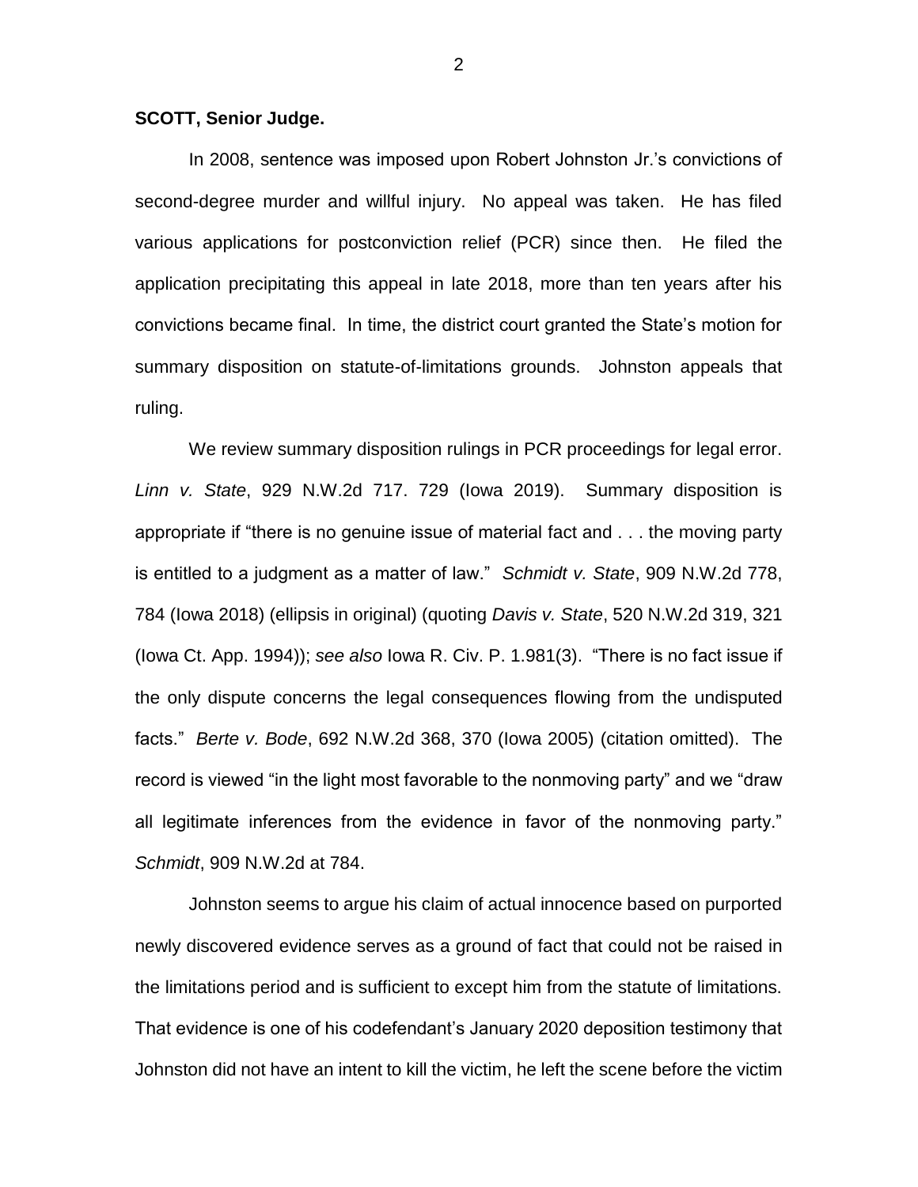**SCOTT, Senior Judge.**

In 2008, sentence was imposed upon Robert Johnston Jr.'s convictions of second-degree murder and willful injury. No appeal was taken. He has filed various applications for postconviction relief (PCR) since then. He filed the application precipitating this appeal in late 2018, more than ten years after his convictions became final. In time, the district court granted the State's motion for summary disposition on statute-of-limitations grounds. Johnston appeals that ruling.

We review summary disposition rulings in PCR proceedings for legal error. *Linn v. State*, 929 N.W.2d 717. 729 (Iowa 2019). Summary disposition is appropriate if "there is no genuine issue of material fact and . . . the moving party is entitled to a judgment as a matter of law." *Schmidt v. State*, 909 N.W.2d 778, 784 (Iowa 2018) (ellipsis in original) (quoting *Davis v. State*, 520 N.W.2d 319, 321 (Iowa Ct. App. 1994)); *see also* Iowa R. Civ. P. 1.981(3). "There is no fact issue if the only dispute concerns the legal consequences flowing from the undisputed facts." *Berte v. Bode*, 692 N.W.2d 368, 370 (Iowa 2005) (citation omitted). The record is viewed "in the light most favorable to the nonmoving party" and we "draw all legitimate inferences from the evidence in favor of the nonmoving party." *Schmidt*, 909 N.W.2d at 784.

Johnston seems to argue his claim of actual innocence based on purported newly discovered evidence serves as a ground of fact that could not be raised in the limitations period and is sufficient to except him from the statute of limitations. That evidence is one of his codefendant's January 2020 deposition testimony that Johnston did not have an intent to kill the victim, he left the scene before the victim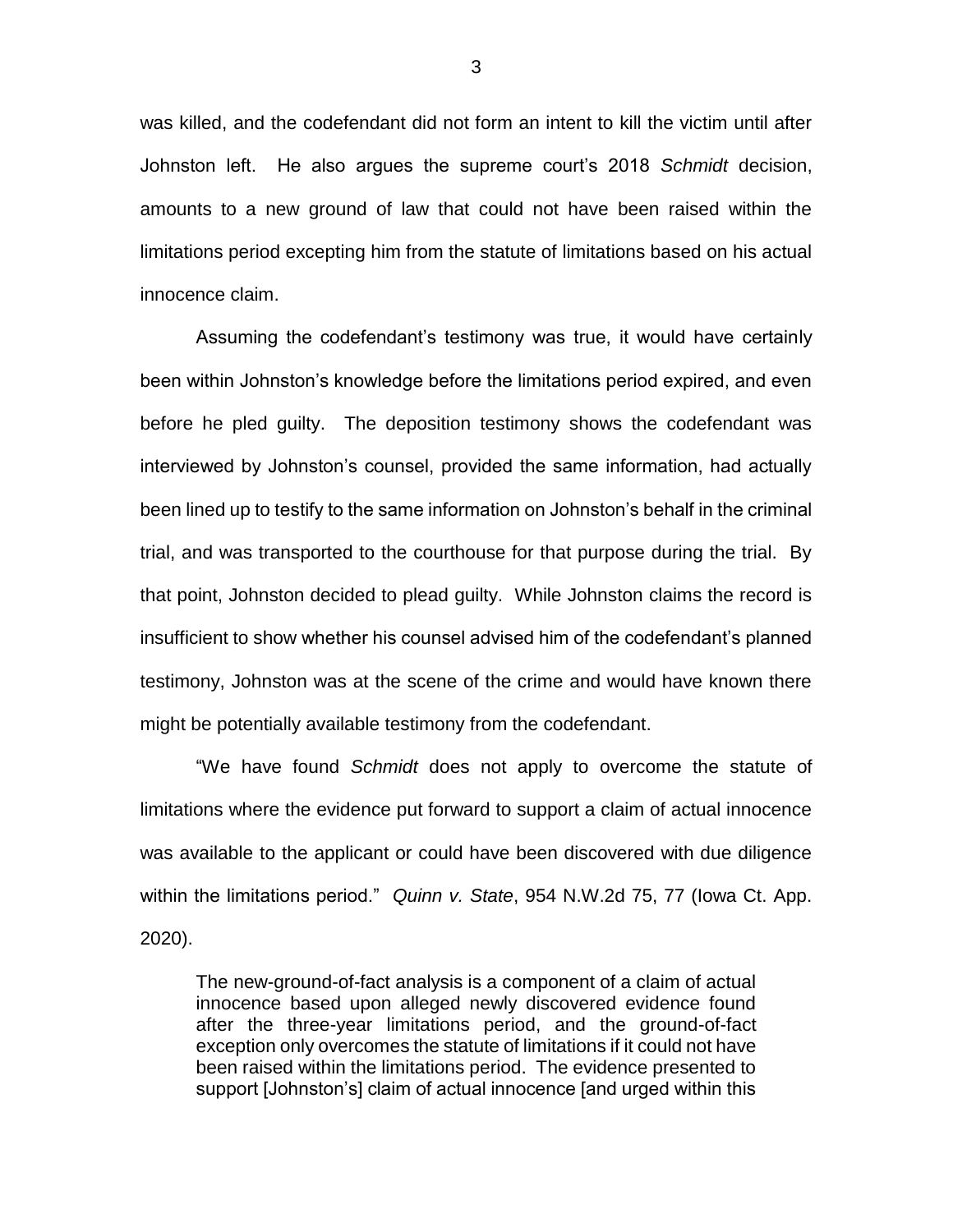was killed, and the codefendant did not form an intent to kill the victim until after Johnston left. He also argues the supreme court's 2018 *Schmidt* decision, amounts to a new ground of law that could not have been raised within the limitations period excepting him from the statute of limitations based on his actual innocence claim.

Assuming the codefendant's testimony was true, it would have certainly been within Johnston's knowledge before the limitations period expired, and even before he pled guilty. The deposition testimony shows the codefendant was interviewed by Johnston's counsel, provided the same information, had actually been lined up to testify to the same information on Johnston's behalf in the criminal trial, and was transported to the courthouse for that purpose during the trial. By that point, Johnston decided to plead guilty. While Johnston claims the record is insufficient to show whether his counsel advised him of the codefendant's planned testimony, Johnston was at the scene of the crime and would have known there might be potentially available testimony from the codefendant.

"We have found *Schmidt* does not apply to overcome the statute of limitations where the evidence put forward to support a claim of actual innocence was available to the applicant or could have been discovered with due diligence within the limitations period." *Quinn v. State*, 954 N.W.2d 75, 77 (Iowa Ct. App. 2020).

> The new-ground-of-fact analysis is a component of a claim of actual innocence based upon alleged newly discovered evidence found after the three-year limitations period, and the ground-of-fact exception only overcomes the statute of limitations if it could not have been raised within the limitations period. The evidence presented to support [Johnston's] claim of actual innocence [and urged within this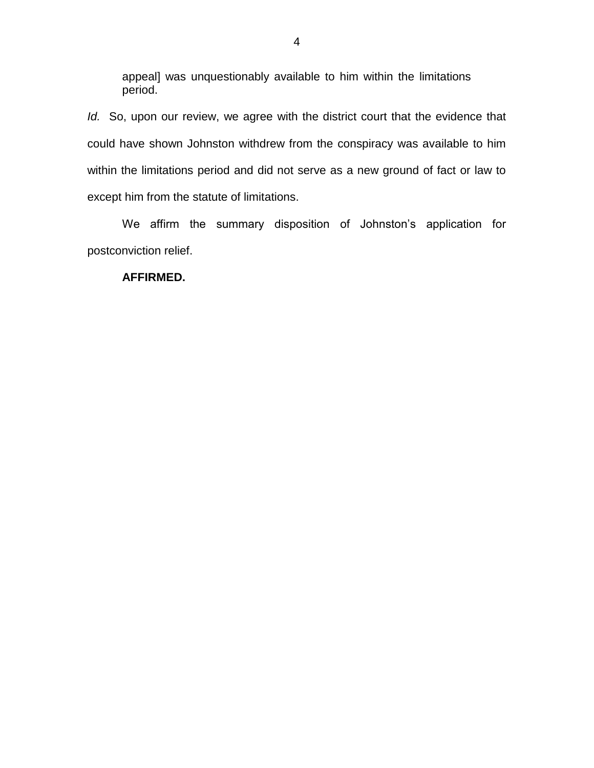> appeal] was unquestionably available to him within the limitations period.

*Id.* So, upon our review, we agree with the district court that the evidence that could have shown Johnston withdrew from the conspiracy was available to him within the limitations period and did not serve as a new ground of fact or law to except him from the statute of limitations.

We affirm the summary disposition of Johnston's application for postconviction relief.

**AFFIRMED.**